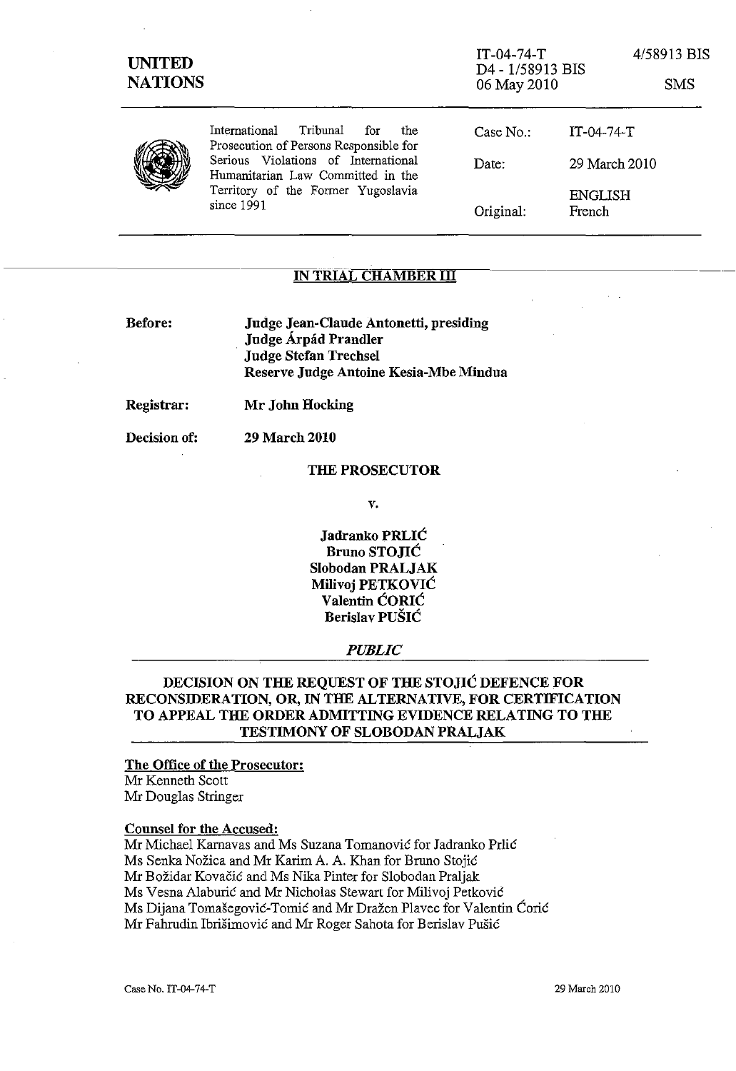**UNITED NATIONS**

IT-04-74-T 4/58913 BIS
D4 - 1/58913 BIS
06 May 2010 SMS

International Tribunal for the Prosecution of Persons Responsible for Serious Violations of International Humanitarian Law Committed in the Territory of the Former Yugoslavia since 1991

| | |
|---|---|
| Case No.: | IT-04-74-T |
| Date: | 29 March 2010 |
| | ENGLISH |
| Original: | French |

## IN TRIAL CHAMBER III

**Before:** **Judge Jean-Claude Antonetti, presiding**
**Judge Árpád Prandler**
**Judge Stefan Trechsel**
**Reserve Judge Antoine Kesia-Mbe Mindua**

**Registrar:** **Mr John Hocking**

**Decision of:** **29 March 2010**

**THE PROSECUTOR**

v.

**Jadranko PRLIĆ**
**Bruno STOJIĆ**
**Slobodan PRALJAK**
**Milivoj PETKOVIĆ**
**Valentin ĆORIĆ**
**Berislav PUŠIĆ**

*PUBLIC*

## DECISION ON THE REQUEST OF THE STOJIĆ DEFENCE FOR RECONSIDERATION, OR, IN THE ALTERNATIVE, FOR CERTIFICATION TO APPEAL THE ORDER ADMITTING EVIDENCE RELATING TO THE TESTIMONY OF SLOBODAN PRALJAK

**The Office of the Prosecutor:**
Mr Kenneth Scott
Mr Douglas Stringer

**Counsel for the Accused:**
Mr Michael Karnavas and Ms Suzana Tomanović for Jadranko Prlić
Ms Senka Nožica and Mr Karim A. A. Khan for Bruno Stojić
Mr Božidar Kovačić and Ms Nika Pinter for Slobodan Praljak
Ms Vesna Alaburić and Mr Nicholas Stewart for Milivoj Petković
Ms Dijana Tomašegović-Tomić and Mr Dražen Plavec for Valentin Ćorić
Mr Fahrudin Ibrišimović and Mr Roger Sahota for Berislav Pušić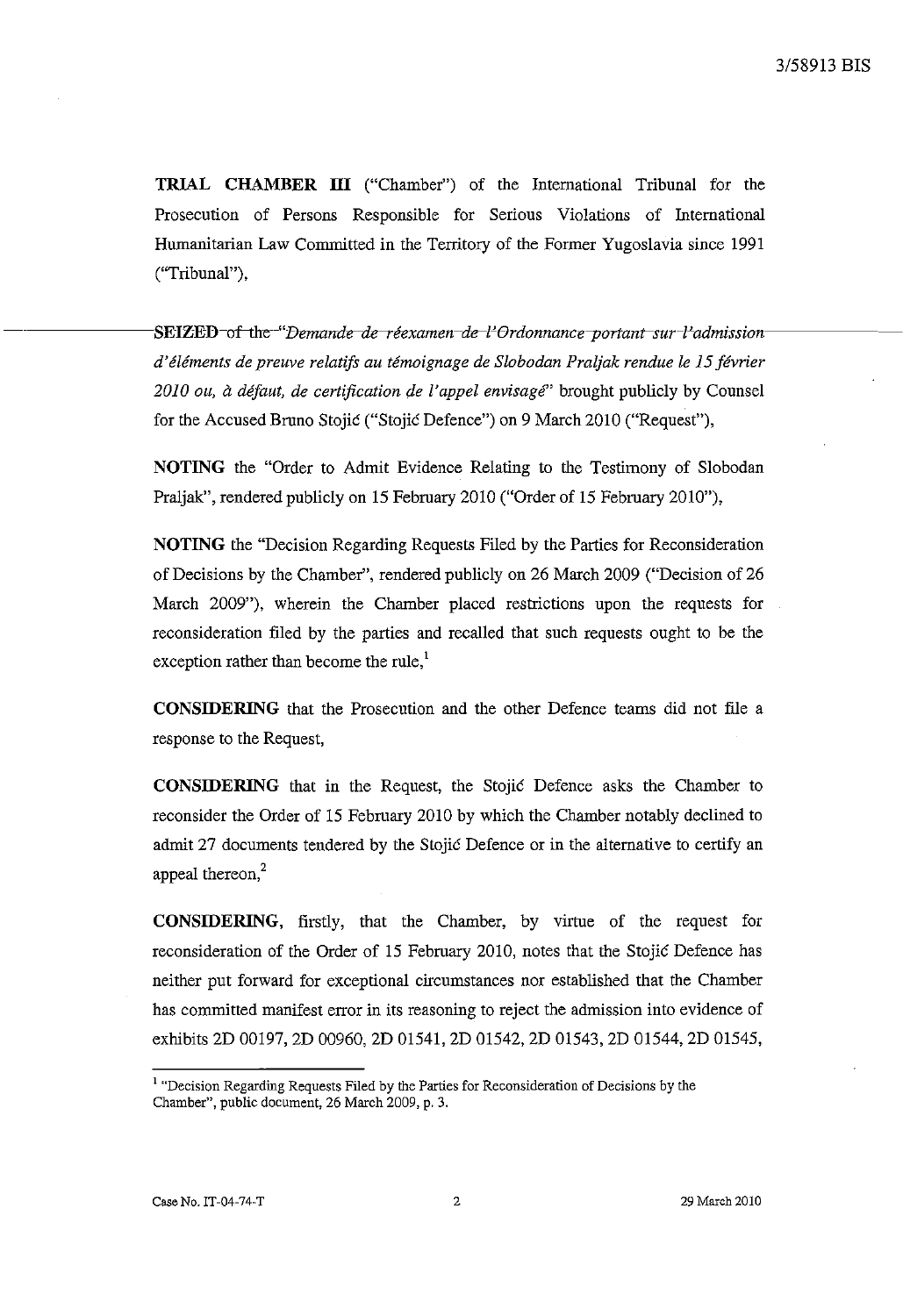**TRIAL CHAMBER III** ("Chamber") of the International Tribunal for the Prosecution of Persons Responsible for Serious Violations of International Humanitarian Law Committed in the Territory of the Former Yugoslavia since 1991 ("Tribunal"),

**SEIZED** of the "*Demande de réexamen de l'Ordonnance portant sur l'admission d'éléments de preuve relatifs au témoignage de Slobodan Praljak rendue le 15 février 2010 ou, à défaut, de certification de l'appel envisagé*" brought publicly by Counsel for the Accused Bruno Stojić ("Stojić Defence") on 9 March 2010 ("Request"),

**NOTING** the "Order to Admit Evidence Relating to the Testimony of Slobodan Praljak", rendered publicly on 15 February 2010 ("Order of 15 February 2010"),

**NOTING** the "Decision Regarding Requests Filed by the Parties for Reconsideration of Decisions by the Chamber", rendered publicly on 26 March 2009 ("Decision of 26 March 2009"), wherein the Chamber placed restrictions upon the requests for reconsideration filed by the parties and recalled that such requests ought to be the exception rather than become the rule,[1]

**CONSIDERING** that the Prosecution and the other Defence teams did not file a response to the Request,

**CONSIDERING** that in the Request, the Stojić Defence asks the Chamber to reconsider the Order of 15 February 2010 by which the Chamber notably declined to admit 27 documents tendered by the Stojić Defence or in the alternative to certify an appeal thereon,[2]

**CONSIDERING**, firstly, that the Chamber, by virtue of the request for reconsideration of the Order of 15 February 2010, notes that the Stojić Defence has neither put forward for exceptional circumstances nor established that the Chamber has committed manifest error in its reasoning to reject the admission into evidence of exhibits 2D 00197, 2D 00960, 2D 01541, 2D 01542, 2D 01543, 2D 01544, 2D 01545,

---

[1] "Decision Regarding Requests Filed by the Parties for Reconsideration of Decisions by the Chamber", public document, 26 March 2009, p. 3.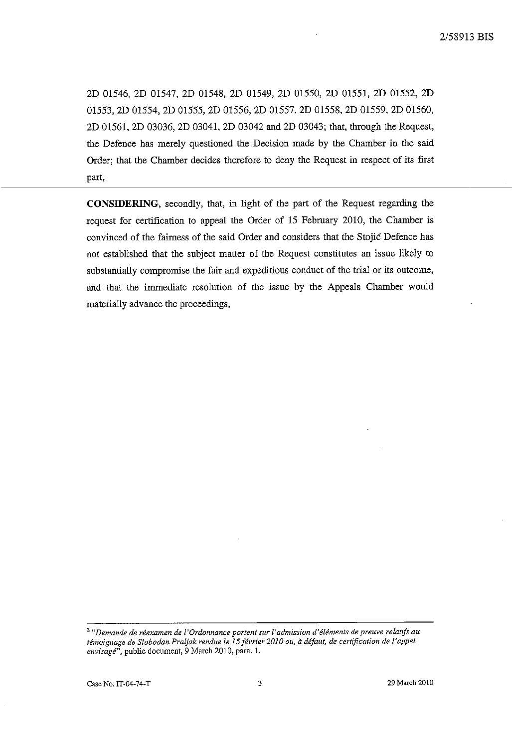2D 01546, 2D 01547, 2D 01548, 2D 01549, 2D 01550, 2D 01551, 2D 01552, 2D 01553, 2D 01554, 2D 01555, 2D 01556, 2D 01557, 2D 01558, 2D 01559, 2D 01560, 2D 01561, 2D 03036, 2D 03041, 2D 03042 and 2D 03043; that, through the Request, the Defence has merely questioned the Decision made by the Chamber in the said Order; that the Chamber decides therefore to deny the Request in respect of its first part,

**CONSIDERING**, secondly, that, in light of the part of the Request regarding the request for certification to appeal the Order of 15 February 2010, the Chamber is convinced of the fairness of the said Order and considers that the Stojić Defence has not established that the subject matter of the Request constitutes an issue likely to substantially compromise the fair and expeditious conduct of the trial or its outcome, and that the immediate resolution of the issue by the Appeals Chamber would materially advance the proceedings,

---

[2] "*Demande de réexamen de l'Ordonnance portent sur l'admission d'éléments de preuve relatifs au témoignage de Slobodan Praljak rendue le 15 février 2010 ou, à défaut, de certification de l'appel envisagé*", public document, 9 March 2010, para. 1.

Case No. IT-04-74-T 29 March 2010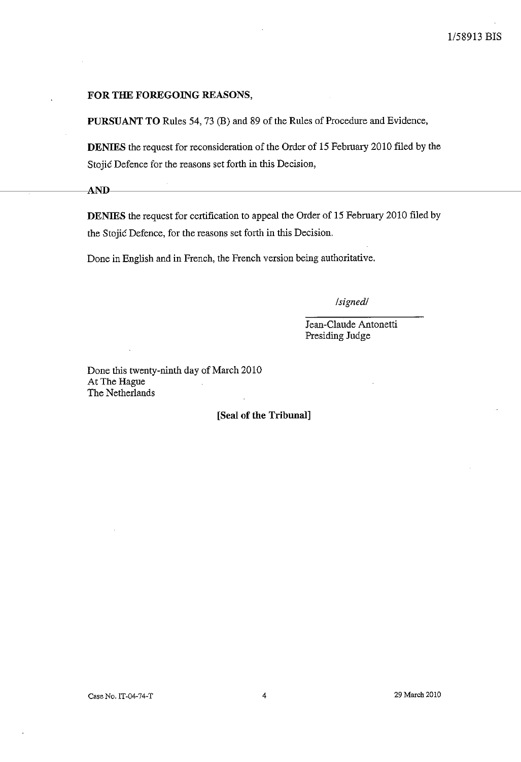**FOR THE FOREGOING REASONS,**

**PURSUANT TO** Rules 54, 73 (B) and 89 of the Rules of Procedure and Evidence,

**DENIES** the request for reconsideration of the Order of 15 February 2010 filed by the Stojić Defence for the reasons set forth in this Decision,

**AND**

**DENIES** the request for certification to appeal the Order of 15 February 2010 filed by the Stojić Defence, for the reasons set forth in this Decision.

Done in English and in French, the French version being authoritative.

*/signed/*

Jean-Claude Antonetti
Presiding Judge

Done this twenty-ninth day of March 2010
At The Hague
The Netherlands

**[Seal of the Tribunal]**